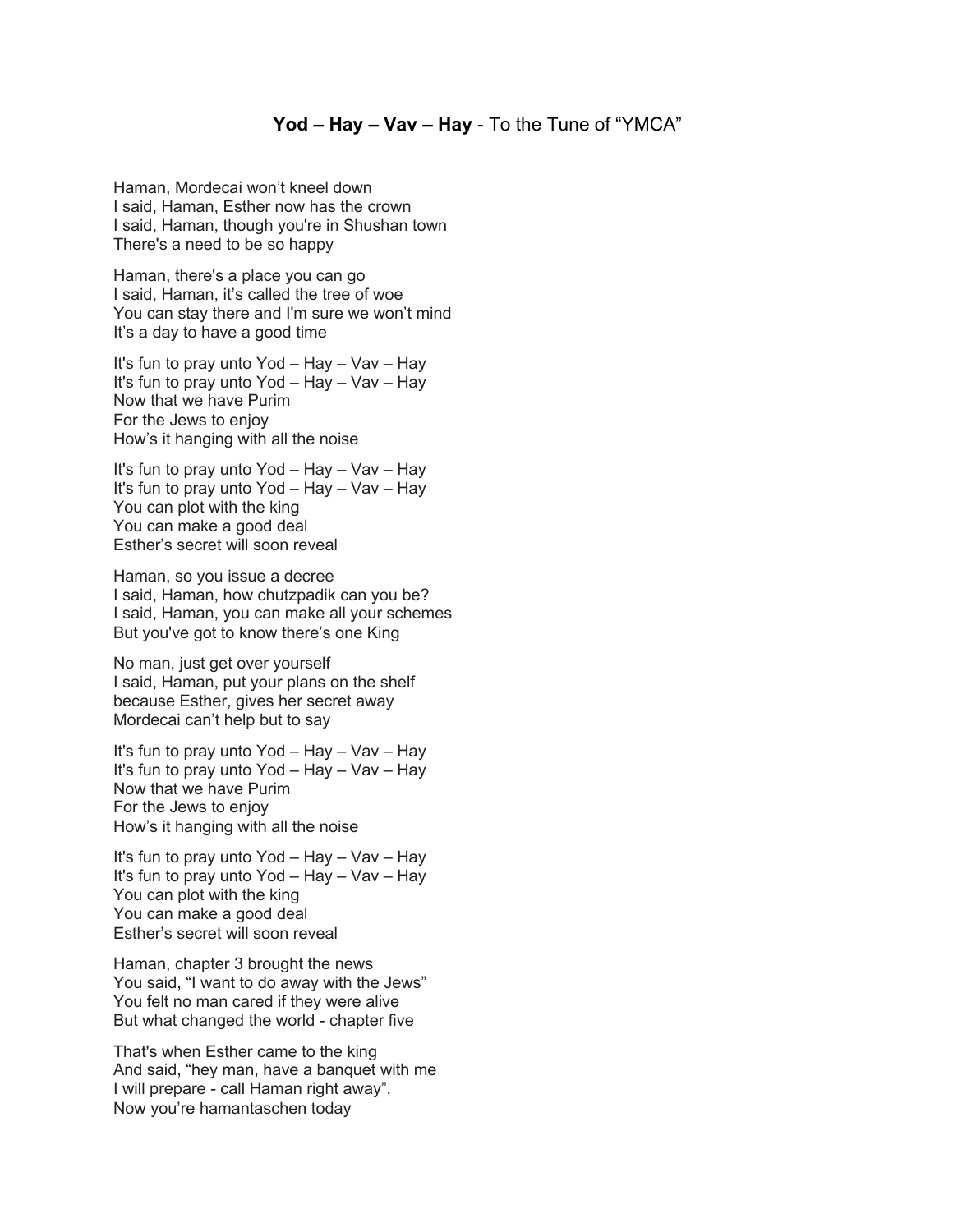**Yod – Hay – Vav – Hay** - To the Tune of "YMCA"

Haman, Mordecai won't kneel down  
I said, Haman, Esther now has the crown  
I said, Haman, though you're in Shushan town  
There's a need to be so happy

Haman, there's a place you can go  
I said, Haman, it's called the tree of woe  
You can stay there and I'm sure we won't mind  
It's a day to have a good time

It's fun to pray unto Yod – Hay – Vav – Hay  
It's fun to pray unto Yod – Hay – Vav – Hay  
Now that we have Purim  
For the Jews to enjoy  
How's it hanging with all the noise

It's fun to pray unto Yod – Hay – Vav – Hay  
It's fun to pray unto Yod – Hay – Vav – Hay  
You can plot with the king  
You can make a good deal  
Esther's secret will soon reveal

Haman, so you issue a decree  
I said, Haman, how chutzpadik can you be?  
I said, Haman, you can make all your schemes  
But you've got to know there's one King

No man, just get over yourself  
I said, Haman, put your plans on the shelf  
because Esther, gives her secret away  
Mordecai can't help but to say

It's fun to pray unto Yod – Hay – Vav – Hay  
It's fun to pray unto Yod – Hay – Vav – Hay  
Now that we have Purim  
For the Jews to enjoy  
How's it hanging with all the noise

It's fun to pray unto Yod – Hay – Vav – Hay  
It's fun to pray unto Yod – Hay – Vav – Hay  
You can plot with the king  
You can make a good deal  
Esther's secret will soon reveal

Haman, chapter 3 brought the news  
You said, "I want to do away with the Jews"  
You felt no man cared if they were alive  
But what changed the world - chapter five

That's when Esther came to the king  
And said, "hey man, have a banquet with me  
I will prepare - call Haman right away".  
Now you're hamantaschen today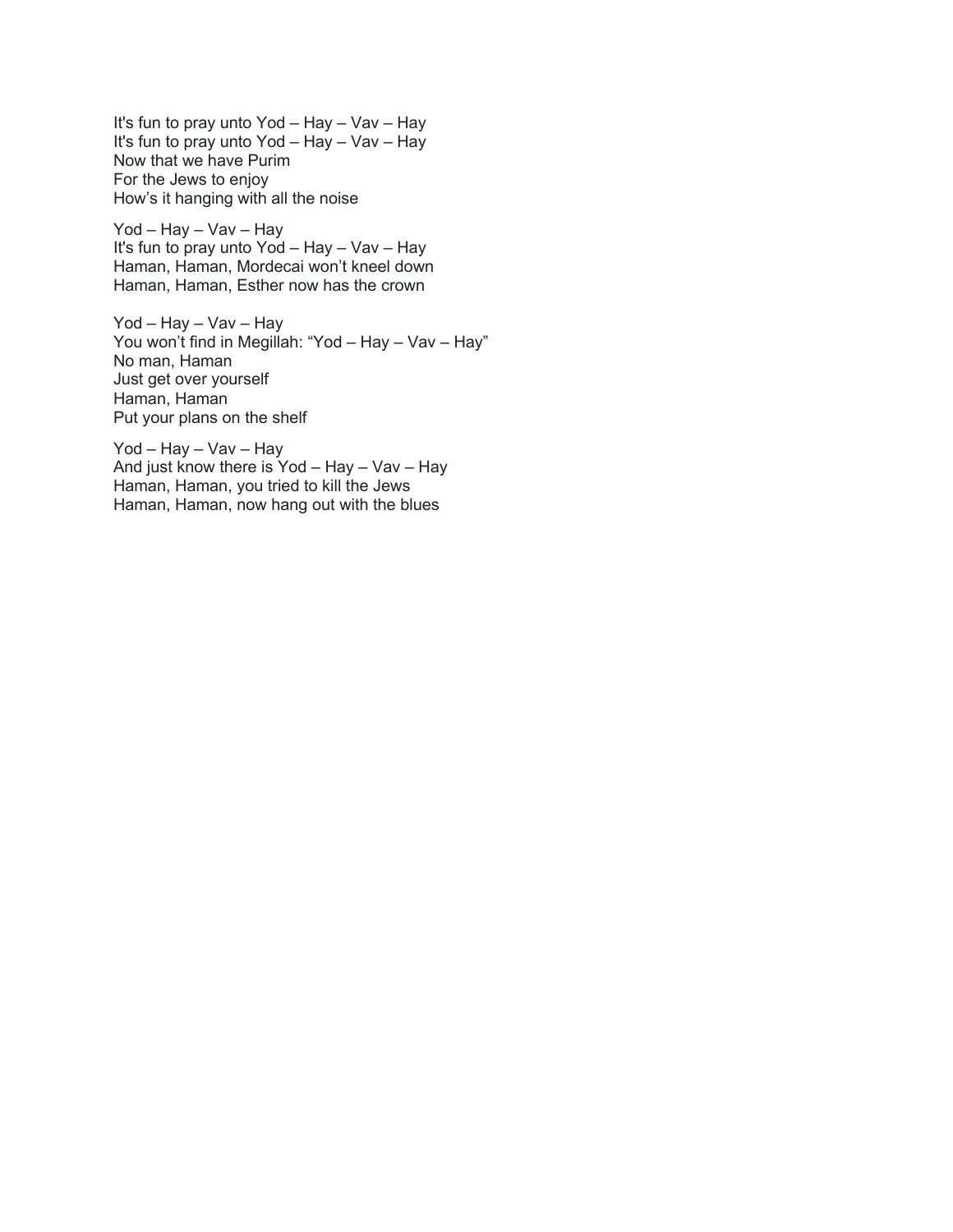It's fun to pray unto Yod – Hay – Vav – Hay
It's fun to pray unto Yod – Hay – Vav – Hay
Now that we have Purim
For the Jews to enjoy
How's it hanging with all the noise

Yod – Hay – Vav – Hay
It's fun to pray unto Yod – Hay – Vav – Hay
Haman, Haman, Mordecai won't kneel down
Haman, Haman, Esther now has the crown

Yod – Hay – Vav – Hay
You won't find in Megillah: "Yod – Hay – Vav – Hay"
No man, Haman
Just get over yourself
Haman, Haman
Put your plans on the shelf

Yod – Hay – Vav – Hay
And just know there is Yod – Hay – Vav – Hay
Haman, Haman, you tried to kill the Jews
Haman, Haman, now hang out with the blues